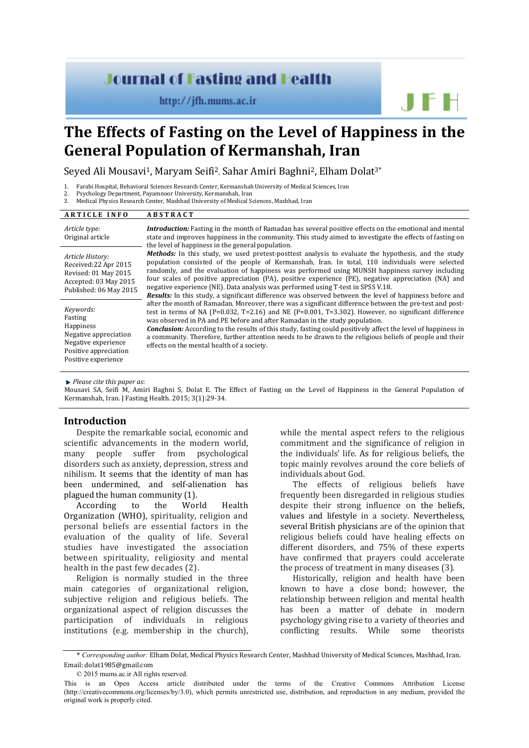# The Effects of Fasting on the Level of Happiness in the General Population of Kermanshah, Iran

Seyed Ali Mousavi[1], Maryam Seifi[2], Sahar Amiri Baghni[2], Elham Dolat[3*]

1. Farabi Hospital, Behavioral Sciences Research Center, Kermanshah University of Medical Sciences, Iran
2. Psychology Department, Payamnoor University, Kermanshah, Iran
3. Medical Physics Research Center, Mashhad University of Medical Sciences, Mashhad, Iran

**ARTICLE INFO**

*Article type:*
Original article

*Article History:*
Received:22 Apr 2015
Revised: 01 May 2015
Accepted: 03 May 2015
Published: 06 May 2015

*Keywords:*
Fasting
Happiness
Negative appreciation
Negative experience
Positive appreciation
Positive experience

**ABSTRACT**

***Introduction:*** Fasting in the month of Ramadan has several positive effects on the emotional and mental state and improves happiness in the community. This study aimed to investigate the effects of fasting on the level of happiness in the general population.

***Methods:*** In this study, we used pretest-posttest analysis to evaluate the hypothesis, and the study population consisted of the people of Kermanshah, Iran. In total, 110 individuals were selected randomly, and the evaluation of happiness was performed using MUNSH happiness survey including four scales of positive appreciation (PA), positive experience (PE), negative appreciation (NA) and negative experience (NE). Data analysis was performed using T-test in SPSS V.18.

***Results:*** In this study, a significant difference was observed between the level of happiness before and after the month of Ramadan. Moreover, there was a significant difference between the pre-test and post-test in terms of NA (P=0.032, T=2.16) and NE (P=0.001, T=3.302). However, no significant difference was observed in PA and PE before and after Ramadan in the study population.

***Conclusion:*** According to the results of this study, fasting could positively affect the level of happiness in a community. Therefore, further attention needs to be drawn to the religious beliefs of people and their effects on the mental health of a society.

*Please cite this paper as*:
Mousavi SA, Seifi M, Amiri Baghni S, Dolat E. The Effect of Fasting on the Level of Happiness in the General Population of Kermanshah, Iran. J Fasting Health. 2015; 3(1):29-34.

## Introduction

Despite the remarkable social, economic and scientific advancements in the modern world, many people suffer from psychological disorders such as anxiety, depression, stress and nihilism. It seems that the identity of man has been undermined, and self-alienation has plagued the human community (1).

According to the World Health Organization (WHO), spirituality, religion and personal beliefs are essential factors in the evaluation of the quality of life. Several studies have investigated the association between spirituality, religiosity and mental health in the past few decades (2).

Religion is normally studied in the three main categories of organizational religion, subjective religion and religious beliefs. The organizational aspect of religion discusses the participation of individuals in religious institutions (e.g. membership in the church), while the mental aspect refers to the religious commitment and the significance of religion in the individuals' life. As for religious beliefs, the topic mainly revolves around the core beliefs of individuals about God.

The effects of religious beliefs have frequently been disregarded in religious studies despite their strong influence on the beliefs, values and lifestyle in a society. Nevertheless, several British physicians are of the opinion that religious beliefs could have healing effects on different disorders, and 75% of these experts have confirmed that prayers could accelerate the process of treatment in many diseases (3).

Historically, religion and health have been known to have a close bond; however, the relationship between religion and mental health has been a matter of debate in modern psychology giving rise to a variety of theories and conflicting results. While some theorists

\* *Corresponding author:* Elham Dolat, Medical Physics Research Center, Mashhad University of Medical Sciences, Mashhad, Iran. Email: dolat1985@gmail.com

© 2015 mums.ac.ir All rights reserved.

This is an Open Access article distributed under the terms of the Creative Commons Attribution License (http://creativecommons.org/licenses/by/3.0), which permits unrestricted use, distribution, and reproduction in any medium, provided the original work is properly cited.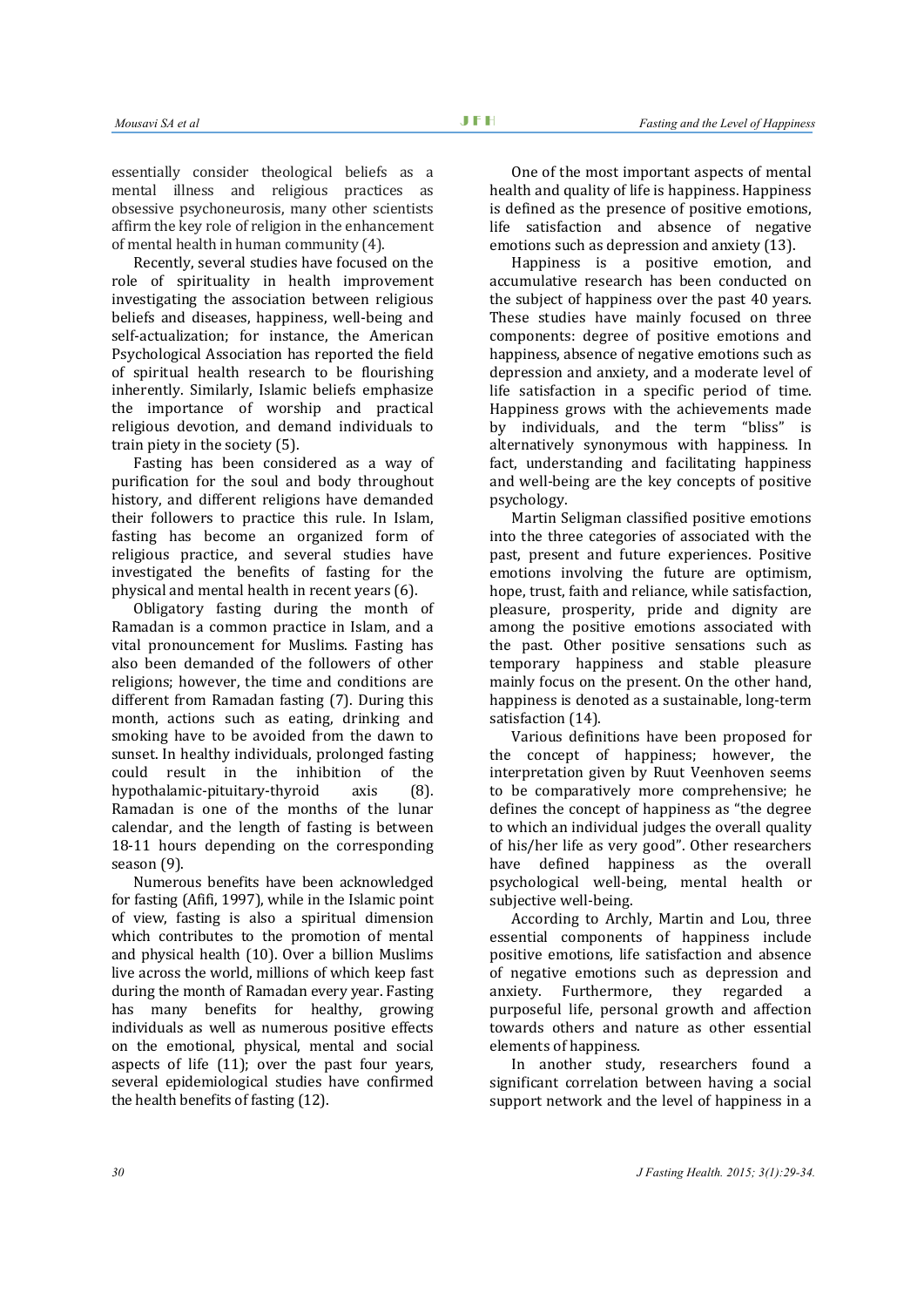essentially consider theological beliefs as a mental illness and religious practices as obsessive psychoneurosis, many other scientists affirm the key role of religion in the enhancement of mental health in human community (4).

Recently, several studies have focused on the role of spirituality in health improvement investigating the association between religious beliefs and diseases, happiness, well-being and self-actualization; for instance, the American Psychological Association has reported the field of spiritual health research to be flourishing inherently. Similarly, Islamic beliefs emphasize the importance of worship and practical religious devotion, and demand individuals to train piety in the society (5).

Fasting has been considered as a way of purification for the soul and body throughout history, and different religions have demanded their followers to practice this rule. In Islam, fasting has become an organized form of religious practice, and several studies have investigated the benefits of fasting for the physical and mental health in recent years (6).

Obligatory fasting during the month of Ramadan is a common practice in Islam, and a vital pronouncement for Muslims. Fasting has also been demanded of the followers of other religions; however, the time and conditions are different from Ramadan fasting (7). During this month, actions such as eating, drinking and smoking have to be avoided from the dawn to sunset. In healthy individuals, prolonged fasting could result in the inhibition of the hypothalamic-pituitary-thyroid axis (8). Ramadan is one of the months of the lunar calendar, and the length of fasting is between 18-11 hours depending on the corresponding season (9).

Numerous benefits have been acknowledged for fasting (Afifi, 1997), while in the Islamic point of view, fasting is also a spiritual dimension which contributes to the promotion of mental and physical health (10). Over a billion Muslims live across the world, millions of which keep fast during the month of Ramadan every year. Fasting has many benefits for healthy, growing individuals as well as numerous positive effects on the emotional, physical, mental and social aspects of life (11); over the past four years, several epidemiological studies have confirmed the health benefits of fasting (12).

One of the most important aspects of mental health and quality of life is happiness. Happiness is defined as the presence of positive emotions, life satisfaction and absence of negative emotions such as depression and anxiety (13).

Happiness is a positive emotion, and accumulative research has been conducted on the subject of happiness over the past 40 years. These studies have mainly focused on three components: degree of positive emotions and happiness, absence of negative emotions such as depression and anxiety, and a moderate level of life satisfaction in a specific period of time. Happiness grows with the achievements made by individuals, and the term "bliss" is alternatively synonymous with happiness. In fact, understanding and facilitating happiness and well-being are the key concepts of positive psychology.

Martin Seligman classified positive emotions into the three categories of associated with the past, present and future experiences. Positive emotions involving the future are optimism, hope, trust, faith and reliance, while satisfaction, pleasure, prosperity, pride and dignity are among the positive emotions associated with the past. Other positive sensations such as temporary happiness and stable pleasure mainly focus on the present. On the other hand, happiness is denoted as a sustainable, long-term satisfaction (14).

Various definitions have been proposed for the concept of happiness; however, the interpretation given by Ruut Veenhoven seems to be comparatively more comprehensive; he defines the concept of happiness as "the degree to which an individual judges the overall quality of his/her life as very good". Other researchers have defined happiness as the overall psychological well-being, mental health or subjective well-being.

According to Archly, Martin and Lou, three essential components of happiness include positive emotions, life satisfaction and absence of negative emotions such as depression and anxiety. Furthermore, they regarded a purposeful life, personal growth and affection towards others and nature as other essential elements of happiness.

In another study, researchers found a significant correlation between having a social support network and the level of happiness in a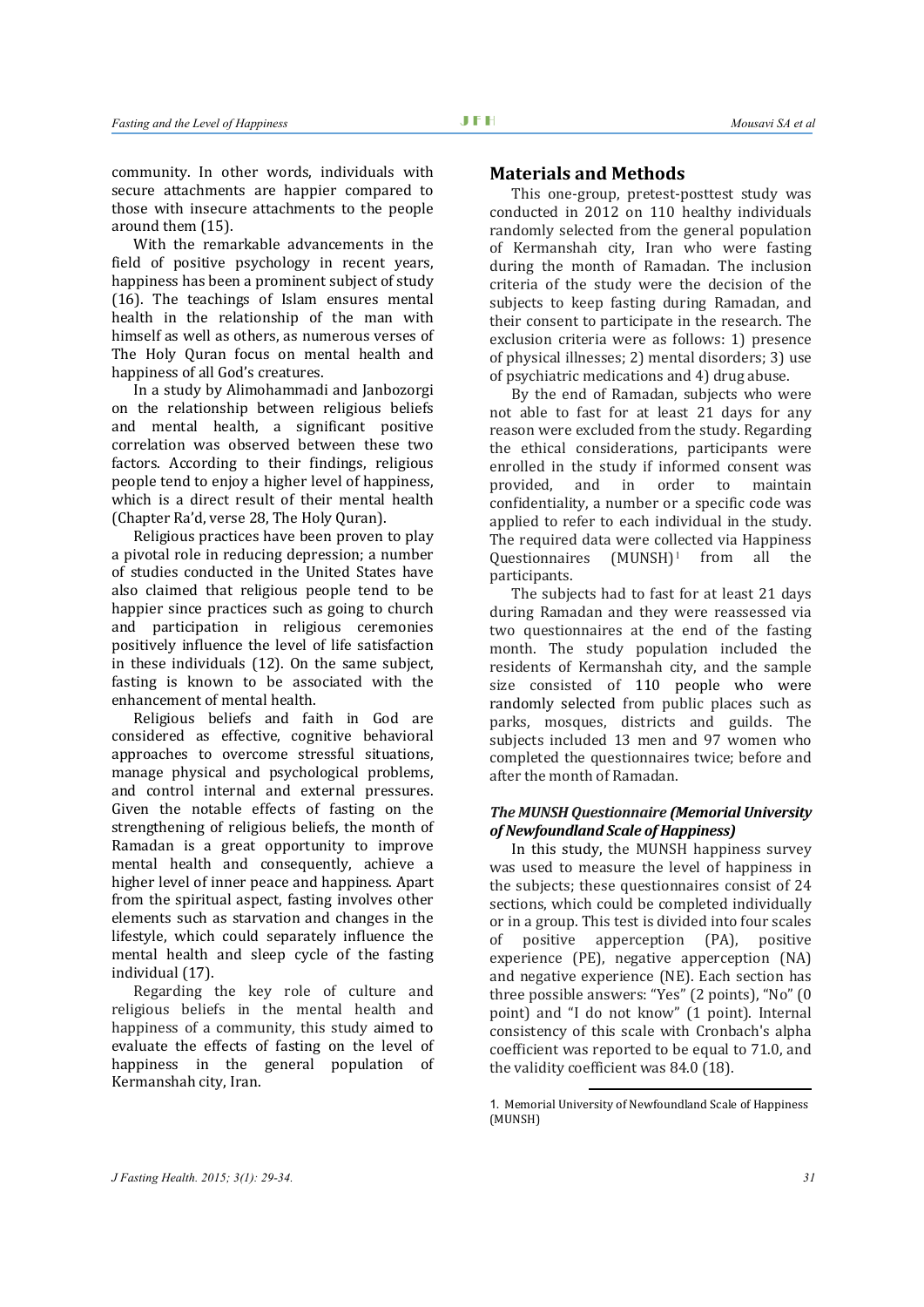community. In other words, individuals with secure attachments are happier compared to those with insecure attachments to the people around them (15).

With the remarkable advancements in the field of positive psychology in recent years, happiness has been a prominent subject of study (16). The teachings of Islam ensures mental health in the relationship of the man with himself as well as others, as numerous verses of The Holy Quran focus on mental health and happiness of all God's creatures.

In a study by Alimohammadi and Janbozorgi on the relationship between religious beliefs and mental health, a significant positive correlation was observed between these two factors. According to their findings, religious people tend to enjoy a higher level of happiness, which is a direct result of their mental health (Chapter Ra'd, verse 28, The Holy Quran).

Religious practices have been proven to play a pivotal role in reducing depression; a number of studies conducted in the United States have also claimed that religious people tend to be happier since practices such as going to church and participation in religious ceremonies positively influence the level of life satisfaction in these individuals (12). On the same subject, fasting is known to be associated with the enhancement of mental health.

Religious beliefs and faith in God are considered as effective, cognitive behavioral approaches to overcome stressful situations, manage physical and psychological problems, and control internal and external pressures. Given the notable effects of fasting on the strengthening of religious beliefs, the month of Ramadan is a great opportunity to improve mental health and consequently, achieve a higher level of inner peace and happiness. Apart from the spiritual aspect, fasting involves other elements such as starvation and changes in the lifestyle, which could separately influence the mental health and sleep cycle of the fasting individual (17).

Regarding the key role of culture and religious beliefs in the mental health and happiness of a community, this study aimed to evaluate the effects of fasting on the level of happiness in the general population of Kermanshah city, Iran.

## Materials and Methods

This one-group, pretest-posttest study was conducted in 2012 on 110 healthy individuals randomly selected from the general population of Kermanshah city, Iran who were fasting during the month of Ramadan. The inclusion criteria of the study were the decision of the subjects to keep fasting during Ramadan, and their consent to participate in the research. The exclusion criteria were as follows: 1) presence of physical illnesses; 2) mental disorders; 3) use of psychiatric medications and 4) drug abuse.

By the end of Ramadan, subjects who were not able to fast for at least 21 days for any reason were excluded from the study. Regarding the ethical considerations, participants were enrolled in the study if informed consent was provided, and in order to maintain confidentiality, a number or a specific code was applied to refer to each individual in the study. The required data were collected via Happiness Questionnaires (MUNSH)[1] from all the participants.

The subjects had to fast for at least 21 days during Ramadan and they were reassessed via two questionnaires at the end of the fasting month. The study population included the residents of Kermanshah city, and the sample size consisted of 110 people who were randomly selected from public places such as parks, mosques, districts and guilds. The subjects included 13 men and 97 women who completed the questionnaires twice; before and after the month of Ramadan.

### *The MUNSH Questionnaire (Memorial University of Newfoundland Scale of Happiness)*

In this study, the MUNSH happiness survey was used to measure the level of happiness in the subjects; these questionnaires consist of 24 sections, which could be completed individually or in a group. This test is divided into four scales of positive apperception (PA), positive experience (PE), negative apperception (NA) and negative experience (NE). Each section has three possible answers: "Yes" (2 points), "No" (0 point) and "I do not know" (1 point). Internal consistency of this scale with Cronbach's alpha coefficient was reported to be equal to 71.0, and the validity coefficient was 84.0 (18).

1. Memorial University of Newfoundland Scale of Happiness (MUNSH)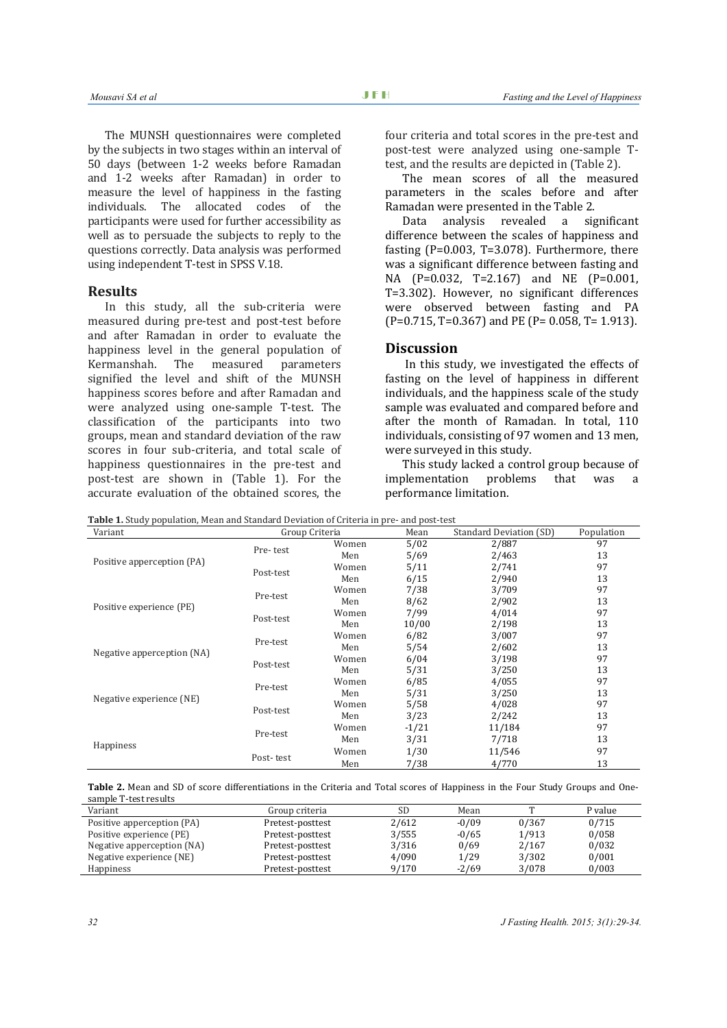The MUNSH questionnaires were completed by the subjects in two stages within an interval of 50 days (between 1-2 weeks before Ramadan and 1-2 weeks after Ramadan) in order to measure the level of happiness in the fasting individuals. The allocated codes of the participants were used for further accessibility as well as to persuade the subjects to reply to the questions correctly. Data analysis was performed using independent T-test in SPSS V.18.

## Results

In this study, all the sub-criteria were measured during pre-test and post-test before and after Ramadan in order to evaluate the happiness level in the general population of Kermanshah. The measured parameters signified the level and shift of the MUNSH happiness scores before and after Ramadan and were analyzed using one-sample T-test. The classification of the participants into two groups, mean and standard deviation of the raw scores in four sub-criteria, and total scale of happiness questionnaires in the pre-test and post-test are shown in (Table 1). For the accurate evaluation of the obtained scores, the four criteria and total scores in the pre-test and post-test were analyzed using one-sample T-test, and the results are depicted in (Table 2).

The mean scores of all the measured parameters in the scales before and after Ramadan were presented in the Table 2.

Data analysis revealed a significant difference between the scales of happiness and fasting (P=0.003, T=3.078). Furthermore, there was a significant difference between fasting and NA (P=0.032, T=2.167) and NE (P=0.001, T=3.302). However, no significant differences were observed between fasting and PA (P=0.715, T=0.367) and PE (P= 0.058, T= 1.913).

## Discussion

In this study, we investigated the effects of fasting on the level of happiness in different individuals, and the happiness scale of the study sample was evaluated and compared before and after the month of Ramadan. In total, 110 individuals, consisting of 97 women and 13 men, were surveyed in this study.

This study lacked a control group because of implementation problems that was a performance limitation.

**Table 1.** Study population, Mean and Standard Deviation of Criteria in pre- and post-test

| Variant | Group Criteria | | Mean | Standard Deviation (SD) | Population |
|---|---|---|---|---|---|
| Positive apperception (PA) | Pre- test | Women | 5/02 | 2/887 | 97 |
| | | Men | 5/69 | 2/463 | 13 |
| | Post-test | Women | 5/11 | 2/741 | 97 |
| | | Men | 6/15 | 2/940 | 13 |
| Positive experience (PE) | Pre-test | Women | 7/38 | 3/709 | 97 |
| | | Men | 8/62 | 2/902 | 13 |
| | Post-test | Women | 7/99 | 4/014 | 97 |
| | | Men | 10/00 | 2/198 | 13 |
| Negative apperception (NA) | Pre-test | Women | 6/82 | 3/007 | 97 |
| | | Men | 5/54 | 2/602 | 13 |
| | Post-test | Women | 6/04 | 3/198 | 97 |
| | | Men | 5/31 | 3/250 | 13 |
| Negative experience (NE) | Pre-test | Women | 6/85 | 4/055 | 97 |
| | | Men | 5/31 | 3/250 | 13 |
| | Post-test | Women | 5/58 | 4/028 | 97 |
| | | Men | 3/23 | 2/242 | 13 |
| Happiness | Pre-test | Women | -1/21 | 11/184 | 97 |
| | | Men | 3/31 | 7/718 | 13 |
| | Post- test | Women | 1/30 | 11/546 | 97 |
| | | Men | 7/38 | 4/770 | 13 |

**Table 2.** Mean and SD of score differentiations in the Criteria and Total scores of Happiness in the Four Study Groups and One-sample T-test results

| Variant | Group criteria | SD | Mean | T | P value |
|---|---|---|---|---|---|
| Positive apperception (PA) | Pretest-posttest | 2/612 | -0/09 | 0/367 | 0/715 |
| Positive experience (PE) | Pretest-posttest | 3/555 | -0/65 | 1/913 | 0/058 |
| Negative apperception (NA) | Pretest-posttest | 3/316 | 0/69 | 2/167 | 0/032 |
| Negative experience (NE) | Pretest-posttest | 4/090 | 1/29 | 3/302 | 0/001 |
| Happiness | Pretest-posttest | 9/170 | -2/69 | 3/078 | 0/003 |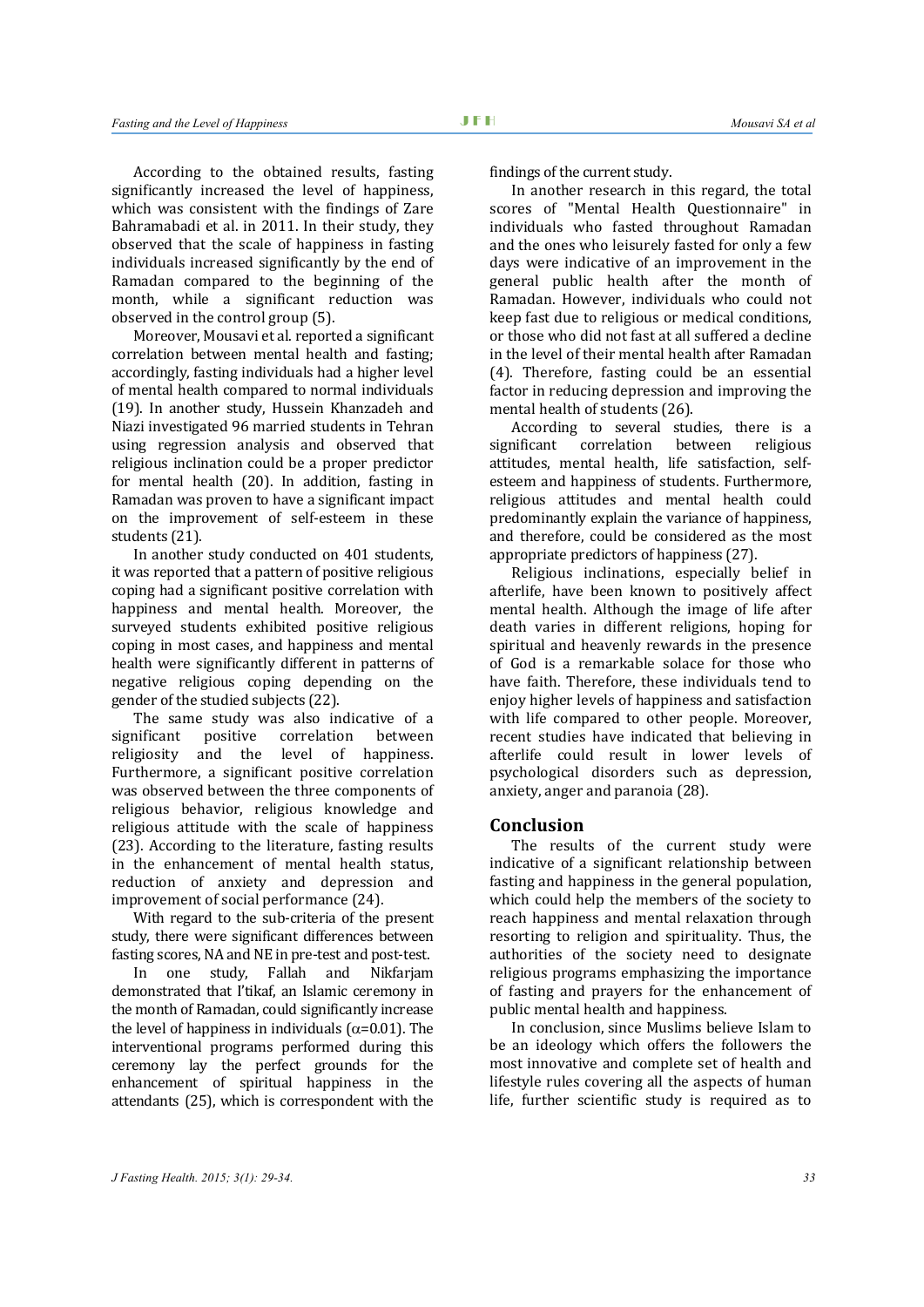According to the obtained results, fasting significantly increased the level of happiness, which was consistent with the findings of Zare Bahramabadi et al. in 2011. In their study, they observed that the scale of happiness in fasting individuals increased significantly by the end of Ramadan compared to the beginning of the month, while a significant reduction was observed in the control group (5).

Moreover, Mousavi et al. reported a significant correlation between mental health and fasting; accordingly, fasting individuals had a higher level of mental health compared to normal individuals (19). In another study, Hussein Khanzadeh and Niazi investigated 96 married students in Tehran using regression analysis and observed that religious inclination could be a proper predictor for mental health (20). In addition, fasting in Ramadan was proven to have a significant impact on the improvement of self-esteem in these students (21).

In another study conducted on 401 students, it was reported that a pattern of positive religious coping had a significant positive correlation with happiness and mental health. Moreover, the surveyed students exhibited positive religious coping in most cases, and happiness and mental health were significantly different in patterns of negative religious coping depending on the gender of the studied subjects (22).

The same study was also indicative of a significant positive correlation between religiosity and the level of happiness. Furthermore, a significant positive correlation was observed between the three components of religious behavior, religious knowledge and religious attitude with the scale of happiness (23). According to the literature, fasting results in the enhancement of mental health status, reduction of anxiety and depression and improvement of social performance (24).

With regard to the sub-criteria of the present study, there were significant differences between fasting scores, NA and NE in pre-test and post-test.

In one study, Fallah and Nikfarjam demonstrated that I'tikaf, an Islamic ceremony in the month of Ramadan, could significantly increase the level of happiness in individuals ($\alpha$=0.01). The interventional programs performed during this ceremony lay the perfect grounds for the enhancement of spiritual happiness in the attendants (25), which is correspondent with the findings of the current study.

In another research in this regard, the total scores of "Mental Health Questionnaire" in individuals who fasted throughout Ramadan and the ones who leisurely fasted for only a few days were indicative of an improvement in the general public health after the month of Ramadan. However, individuals who could not keep fast due to religious or medical conditions, or those who did not fast at all suffered a decline in the level of their mental health after Ramadan (4). Therefore, fasting could be an essential factor in reducing depression and improving the mental health of students (26).

According to several studies, there is a significant correlation between religious attitudes, mental health, life satisfaction, self-esteem and happiness of students. Furthermore, religious attitudes and mental health could predominantly explain the variance of happiness, and therefore, could be considered as the most appropriate predictors of happiness (27).

Religious inclinations, especially belief in afterlife, have been known to positively affect mental health. Although the image of life after death varies in different religions, hoping for spiritual and heavenly rewards in the presence of God is a remarkable solace for those who have faith. Therefore, these individuals tend to enjoy higher levels of happiness and satisfaction with life compared to other people. Moreover, recent studies have indicated that believing in afterlife could result in lower levels of psychological disorders such as depression, anxiety, anger and paranoia (28).

## Conclusion

The results of the current study were indicative of a significant relationship between fasting and happiness in the general population, which could help the members of the society to reach happiness and mental relaxation through resorting to religion and spirituality. Thus, the authorities of the society need to designate religious programs emphasizing the importance of fasting and prayers for the enhancement of public mental health and happiness.

In conclusion, since Muslims believe Islam to be an ideology which offers the followers the most innovative and complete set of health and lifestyle rules covering all the aspects of human life, further scientific study is required as to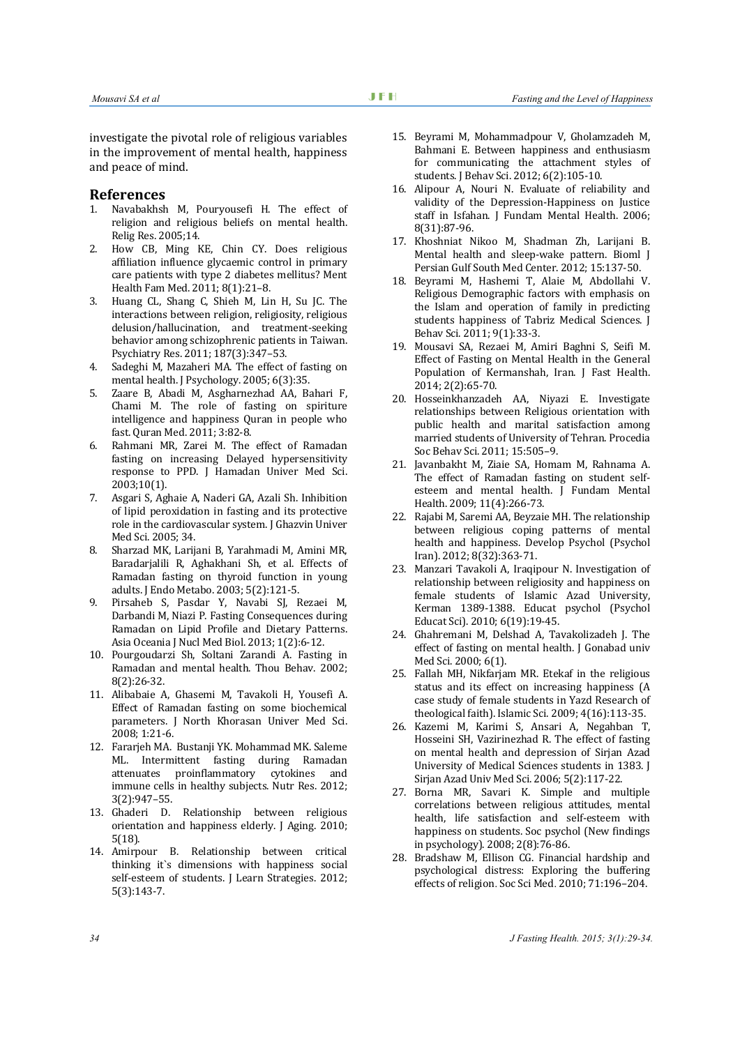investigate the pivotal role of religious variables in the improvement of mental health, happiness and peace of mind.

## References

1. Navabakhsh M, Pouryousefi H. The effect of religion and religious beliefs on mental health. Relig Res. 2005;14.
2. How CB, Ming KE, Chin CY. Does religious affiliation influence glycaemic control in primary care patients with type 2 diabetes mellitus? Ment Health Fam Med. 2011; 8(1):21–8.
3. Huang CL, Shang C, Shieh M, Lin H, Su JC. The interactions between religion, religiosity, religious delusion/hallucination, and treatment-seeking behavior among schizophrenic patients in Taiwan. Psychiatry Res. 2011; 187(3):347–53.
4. Sadeghi M, Mazaheri MA. The effect of fasting on mental health. J Psychology. 2005; 6(3):35.
5. Zaare B, Abadi M, Asgharnezhad AA, Bahari F, Chami M. The role of fasting on spiriture intelligence and happiness Quran in people who fast. Quran Med. 2011; 3:82-8.
6. Rahmani MR, Zarei M. The effect of Ramadan fasting on increasing Delayed hypersensitivity response to PPD. J Hamadan Univer Med Sci. 2003;10(1).
7. Asgari S, Aghaie A, Naderi GA, Azali Sh. Inhibition of lipid peroxidation in fasting and its protective role in the cardiovascular system. J Ghazvin Univer Med Sci. 2005; 34.
8. Sharzad MK, Larijani B, Yarahmadi M, Amini MR, Baradarjalili R, Aghakhani Sh, et al. Effects of Ramadan fasting on thyroid function in young adults. J Endo Metabo. 2003; 5(2):121-5.
9. Pirsaheb S, Pasdar Y, Navabi SJ, Rezaei M, Darbandi M, Niazi P. Fasting Consequences during Ramadan on Lipid Profile and Dietary Patterns. Asia Oceania J Nucl Med Biol. 2013; 1(2):6-12.
10. Pourgoudarzi Sh, Soltani Zarandi A. Fasting in Ramadan and mental health. Thou Behav. 2002; 8(2):26-32.
11. Alibabaie A, Ghasemi M, Tavakoli H, Yousefi A. Effect of Ramadan fasting on some biochemical parameters. J North Khorasan Univer Med Sci. 2008; 1:21-6.
12. Fararjeh MA. Bustanji YK. Mohammad MK. Saleme ML. Intermittent fasting during Ramadan attenuates proinflammatory cytokines and immune cells in healthy subjects. Nutr Res. 2012; 3(2):947–55.
13. Ghaderi D. Relationship between religious orientation and happiness elderly. J Aging. 2010; 5(18).
14. Amirpour B. Relationship between critical thinking it`s dimensions with happiness social self-esteem of students. J Learn Strategies. 2012; 5(3):143-7.
15. Beyrami M, Mohammadpour V, Gholamzadeh M, Bahmani E. Between happiness and enthusiasm for communicating the attachment styles of students. J Behav Sci. 2012; 6(2):105-10.
16. Alipour A, Nouri N. Evaluate of reliability and validity of the Depression-Happiness on Justice staff in Isfahan. J Fundam Mental Health. 2006; 8(31):87-96.
17. Khoshniat Nikoo M, Shadman Zh, Larijani B. Mental health and sleep-wake pattern. Bioml J Persian Gulf South Med Center. 2012; 15:137-50.
18. Beyrami M, Hashemi T, Alaie M, Abdollahi V. Religious Demographic factors with emphasis on the Islam and operation of family in predicting students happiness of Tabriz Medical Sciences. J Behav Sci. 2011; 9(1):33-3.
19. Mousavi SA, Rezaei M, Amiri Baghni S, Seifi M. Effect of Fasting on Mental Health in the General Population of Kermanshah, Iran. J Fast Health. 2014; 2(2):65-70.
20. Hosseinkhanzadeh AA, Niyazi E. Investigate relationships between Religious orientation with public health and marital satisfaction among married students of University of Tehran. Procedia Soc Behav Sci. 2011; 15:505–9.
21. Javanbakht M, Ziaie SA, Homam M, Rahnama A. The effect of Ramadan fasting on student self-esteem and mental health. J Fundam Mental Health. 2009; 11(4):266-73.
22. Rajabi M, Saremi AA, Beyzaie MH. The relationship between religious coping patterns of mental health and happiness. Develop Psychol (Psychol Iran). 2012; 8(32):363-71.
23. Manzari Tavakoli A, Iraqipour N. Investigation of relationship between religiosity and happiness on female students of Islamic Azad University, Kerman 1389-1388. Educat psychol (Psychol Educat Sci). 2010; 6(19):19-45.
24. Ghahremani M, Delshad A, Tavakolizadeh J. The effect of fasting on mental health. J Gonabad univ Med Sci. 2000; 6(1).
25. Fallah MH, Nikfarjam MR. Etekaf in the religious status and its effect on increasing happiness (A case study of female students in Yazd Research of theological faith). Islamic Sci. 2009; 4(16):113-35.
26. Kazemi M, Karimi S, Ansari A, Negahban T, Hosseini SH, Vazirinezhad R. The effect of fasting on mental health and depression of Sirjan Azad University of Medical Sciences students in 1383. J Sirjan Azad Univ Med Sci. 2006; 5(2):117-22.
27. Borna MR, Savari K. Simple and multiple correlations between religious attitudes, mental health, life satisfaction and self-esteem with happiness on students. Soc psychol (New findings in psychology). 2008; 2(8):76-86.
28. Bradshaw M, Ellison CG. Financial hardship and psychological distress: Exploring the buffering effects of religion. Soc Sci Med. 2010; 71:196–204.